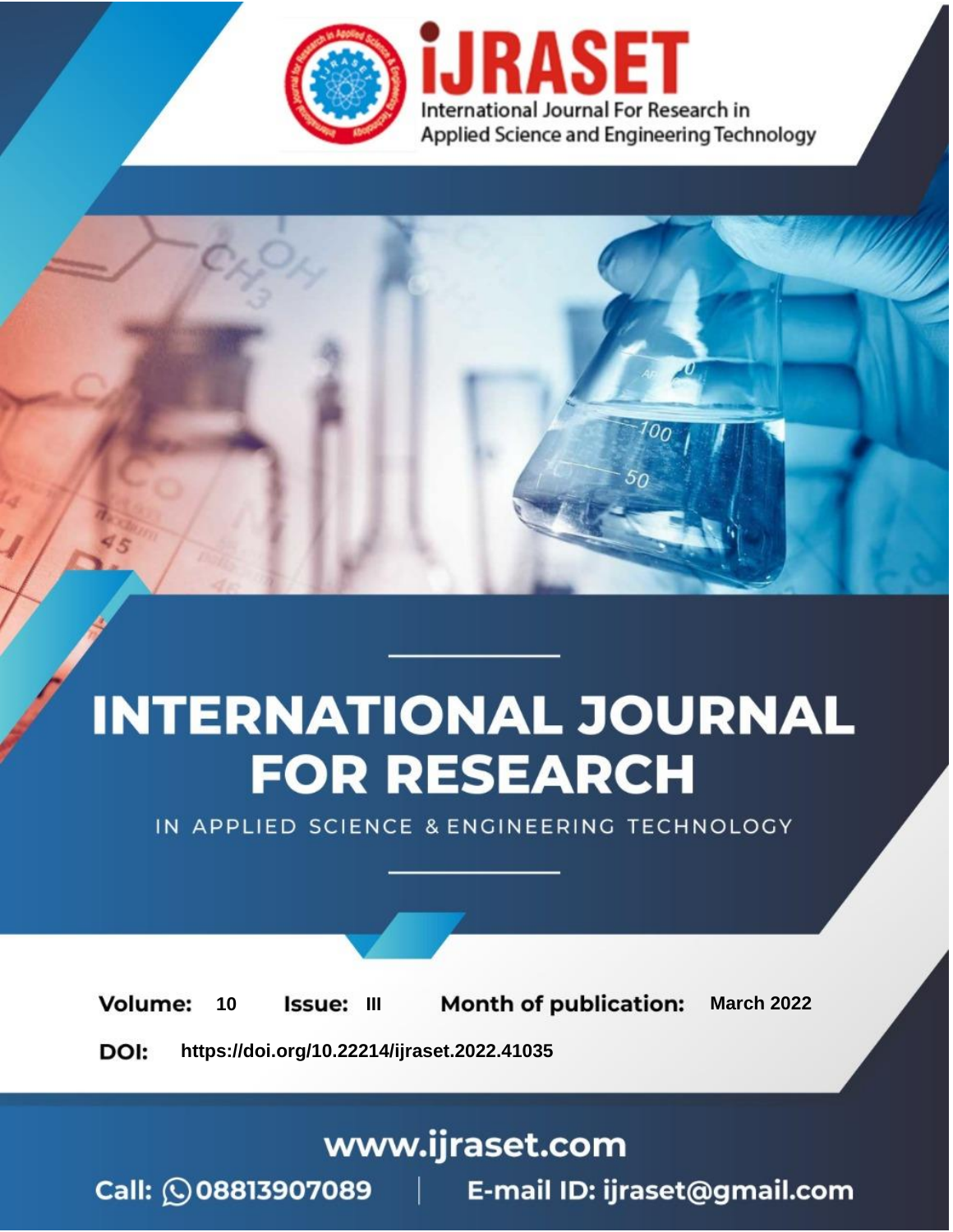iJRASET

International Journal For Research in Applied Science and Engineering Technology

# INTERNATIONAL JOURNAL FOR RESEARCH

IN APPLIED SCIENCE & ENGINEERING TECHNOLOGY

**Volume:** 10 **Issue:** III **Month of publication:** March 2022

**DOI:** https://doi.org/10.22214/ijraset.2022.41035

www.ijraset.com

Call: 08813907089 | E-mail ID: ijraset@gmail.com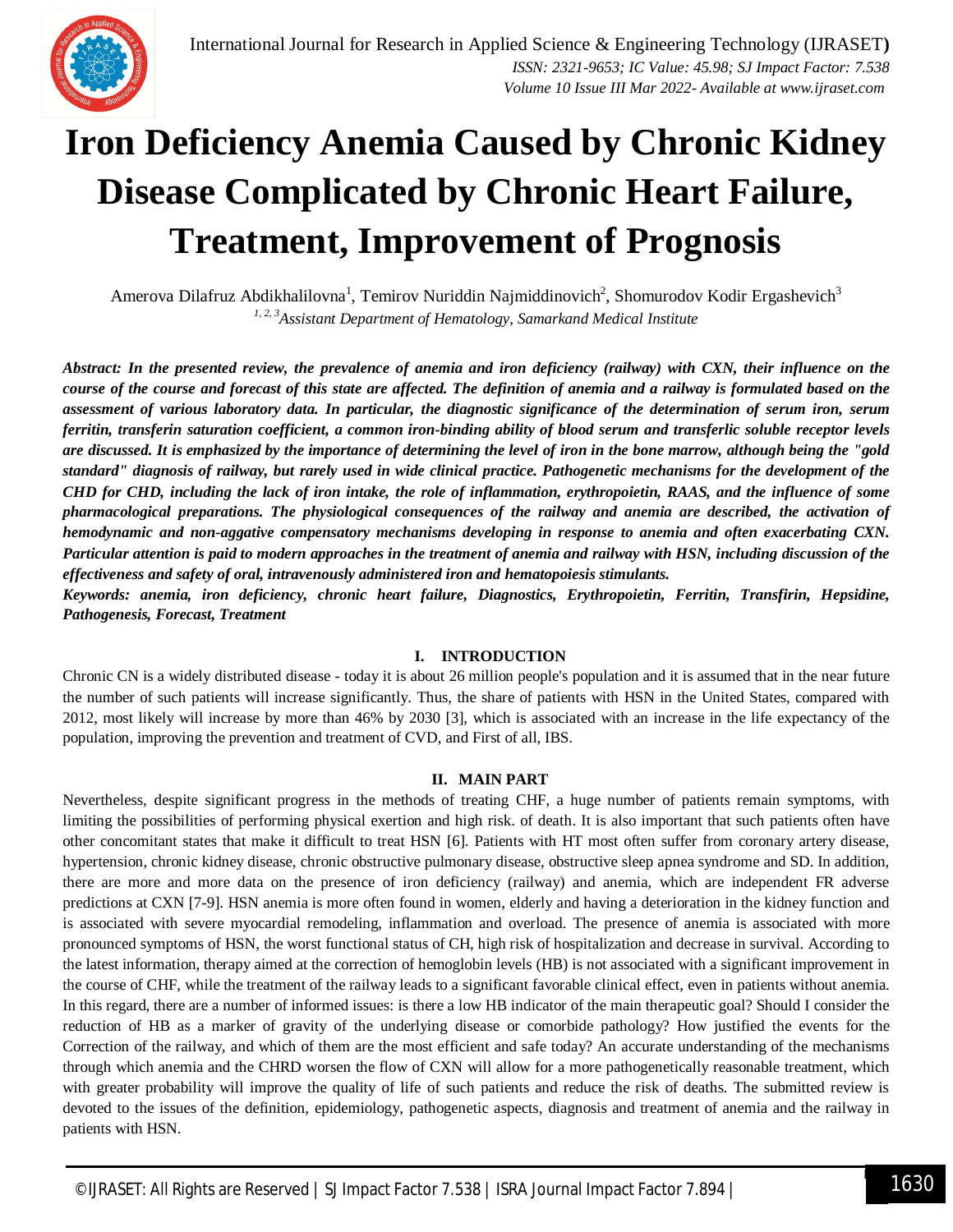# Iron Deficiency Anemia Caused by Chronic Kidney Disease Complicated by Chronic Heart Failure, Treatment, Improvement of Prognosis

Amerova Dilafruz Abdikhalilovna[1], Temirov Nuriddin Najmiddinovich[2], Shomurodov Kodir Ergashevich[3]

[1, 2, 3]*Assistant Department of Hematology, Samarkand Medical Institute*

***Abstract:** In the presented review, the prevalence of anemia and iron deficiency (railway) with CXN, their influence on the course of the course and forecast of this state are affected. The definition of anemia and a railway is formulated based on the assessment of various laboratory data. In particular, the diagnostic significance of the determination of serum iron, serum ferritin, transferin saturation coefficient, a common iron-binding ability of blood serum and transferlic soluble receptor levels are discussed. It is emphasized by the importance of determining the level of iron in the bone marrow, although being the "gold standard" diagnosis of railway, but rarely used in wide clinical practice. Pathogenetic mechanisms for the development of the CHD for CHD, including the lack of iron intake, the role of inflammation, erythropoietin, RAAS, and the influence of some pharmacological preparations. The physiological consequences of the railway and anemia are described, the activation of hemodynamic and non-aggative compensatory mechanisms developing in response to anemia and often exacerbating CXN. Particular attention is paid to modern approaches in the treatment of anemia and railway with HSN, including discussion of the effectiveness and safety of oral, intravenously administered iron and hematopoiesis stimulants.*

***Keywords:** anemia, iron deficiency, chronic heart failure, Diagnostics, Erythropoietin, Ferritin, Transfirin, Hepsidine, Pathogenesis, Forecast, Treatment*

## I. INTRODUCTION

Chronic CN is a widely distributed disease - today it is about 26 million people's population and it is assumed that in the near future the number of such patients will increase significantly. Thus, the share of patients with HSN in the United States, compared with 2012, most likely will increase by more than 46% by 2030 [3], which is associated with an increase in the life expectancy of the population, improving the prevention and treatment of CVD, and First of all, IBS.

## II. MAIN PART

Nevertheless, despite significant progress in the methods of treating CHF, a huge number of patients remain symptoms, with limiting the possibilities of performing physical exertion and high risk. of death. It is also important that such patients often have other concomitant states that make it difficult to treat HSN [6]. Patients with HT most often suffer from coronary artery disease, hypertension, chronic kidney disease, chronic obstructive pulmonary disease, obstructive sleep apnea syndrome and SD. In addition, there are more and more data on the presence of iron deficiency (railway) and anemia, which are independent FR adverse predictions at CXN [7-9]. HSN anemia is more often found in women, elderly and having a deterioration in the kidney function and is associated with severe myocardial remodeling, inflammation and overload. The presence of anemia is associated with more pronounced symptoms of HSN, the worst functional status of CH, high risk of hospitalization and decrease in survival. According to the latest information, therapy aimed at the correction of hemoglobin levels (HB) is not associated with a significant improvement in the course of CHF, while the treatment of the railway leads to a significant favorable clinical effect, even in patients without anemia. In this regard, there are a number of informed issues: is there a low HB indicator of the main therapeutic goal? Should I consider the reduction of HB as a marker of gravity of the underlying disease or comorbide pathology? How justified the events for the Correction of the railway, and which of them are the most efficient and safe today? An accurate understanding of the mechanisms through which anemia and the CHRD worsen the flow of CXN will allow for a more pathogenetically reasonable treatment, which with greater probability will improve the quality of life of such patients and reduce the risk of deaths. The submitted review is devoted to the issues of the definition, epidemiology, pathogenetic aspects, diagnosis and treatment of anemia and the railway in patients with HSN.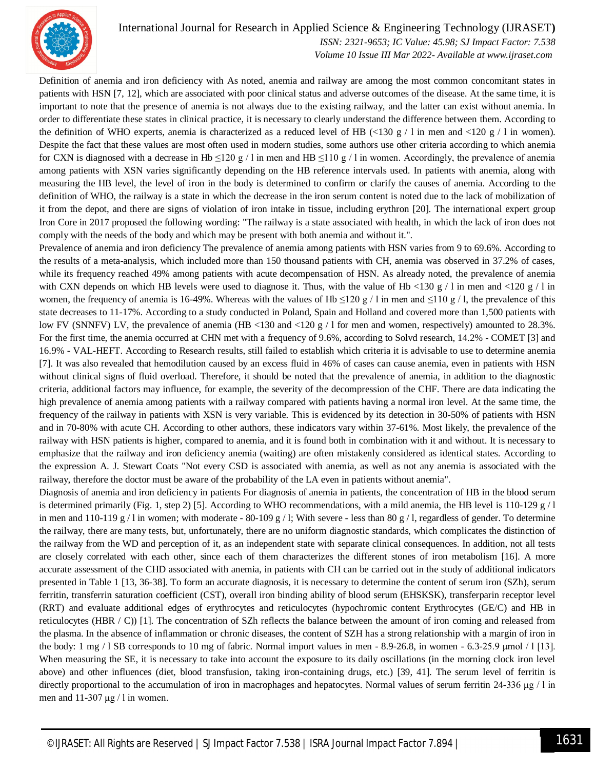Definition of anemia and iron deficiency with As noted, anemia and railway are among the most common concomitant states in patients with HSN [7, 12], which are associated with poor clinical status and adverse outcomes of the disease. At the same time, it is important to note that the presence of anemia is not always due to the existing railway, and the latter can exist without anemia. In order to differentiate these states in clinical practice, it is necessary to clearly understand the difference between them. According to the definition of WHO experts, anemia is characterized as a reduced level of HB (<130 g / l in men and <120 g / l in women). Despite the fact that these values are most often used in modern studies, some authors use other criteria according to which anemia for CXN is diagnosed with a decrease in Hb ≤120 g / l in men and HB ≤110 g / l in women. Accordingly, the prevalence of anemia among patients with XSN varies significantly depending on the HB reference intervals used. In patients with anemia, along with measuring the HB level, the level of iron in the body is determined to confirm or clarify the causes of anemia. According to the definition of WHO, the railway is a state in which the decrease in the iron serum content is noted due to the lack of mobilization of it from the depot, and there are signs of violation of iron intake in tissue, including erythron [20]. The international expert group Iron Core in 2017 proposed the following wording: "The railway is a state associated with health, in which the lack of iron does not comply with the needs of the body and which may be present with both anemia and without it.".

Prevalence of anemia and iron deficiency The prevalence of anemia among patients with HSN varies from 9 to 69.6%. According to the results of a meta-analysis, which included more than 150 thousand patients with CH, anemia was observed in 37.2% of cases, while its frequency reached 49% among patients with acute decompensation of HSN. As already noted, the prevalence of anemia with CXN depends on which HB levels were used to diagnose it. Thus, with the value of Hb <130 g / l in men and <120 g / l in women, the frequency of anemia is 16-49%. Whereas with the values of Hb ≤120 g / l in men and ≤110 g / l, the prevalence of this state decreases to 11-17%. According to a study conducted in Poland, Spain and Holland and covered more than 1,500 patients with low FV (SNNFV) LV, the prevalence of anemia (HB <130 and <120 g / l for men and women, respectively) amounted to 28.3%. For the first time, the anemia occurred at CHN met with a frequency of 9.6%, according to Solvd research, 14.2% - COMET [3] and 16.9% - VAL-HEFT. According to Research results, still failed to establish which criteria it is advisable to use to determine anemia [7]. It was also revealed that hemodilution caused by an excess fluid in 46% of cases can cause anemia, even in patients with HSN without clinical signs of fluid overload. Therefore, it should be noted that the prevalence of anemia, in addition to the diagnostic criteria, additional factors may influence, for example, the severity of the decompression of the CHF. There are data indicating the high prevalence of anemia among patients with a railway compared with patients having a normal iron level. At the same time, the frequency of the railway in patients with XSN is very variable. This is evidenced by its detection in 30-50% of patients with HSN and in 70-80% with acute CH. According to other authors, these indicators vary within 37-61%. Most likely, the prevalence of the railway with HSN patients is higher, compared to anemia, and it is found both in combination with it and without. It is necessary to emphasize that the railway and iron deficiency anemia (waiting) are often mistakenly considered as identical states. According to the expression A. J. Stewart Coats "Not every CSD is associated with anemia, as well as not any anemia is associated with the railway, therefore the doctor must be aware of the probability of the LA even in patients without anemia".

Diagnosis of anemia and iron deficiency in patients For diagnosis of anemia in patients, the concentration of HB in the blood serum is determined primarily (Fig. 1, step 2) [5]. According to WHO recommendations, with a mild anemia, the HB level is 110-129 g / l in men and 110-119 g / l in women; with moderate - 80-109 g / l; With severe - less than 80 g / l, regardless of gender. To determine the railway, there are many tests, but, unfortunately, there are no uniform diagnostic standards, which complicates the distinction of the railway from the WD and perception of it, as an independent state with separate clinical consequences. In addition, not all tests are closely correlated with each other, since each of them characterizes the different stones of iron metabolism [16]. A more accurate assessment of the CHD associated with anemia, in patients with CH can be carried out in the study of additional indicators presented in Table 1 [13, 36-38]. To form an accurate diagnosis, it is necessary to determine the content of serum iron (SZh), serum ferritin, transferrin saturation coefficient (CST), overall iron binding ability of blood serum (EHSKSK), transferparin receptor level (RRT) and evaluate additional edges of erythrocytes and reticulocytes (hypochromic content Erythrocytes (GE/C) and HB in reticulocytes (HBR / C)) [1]. The concentration of SZh reflects the balance between the amount of iron coming and released from the plasma. In the absence of inflammation or chronic diseases, the content of SZH has a strong relationship with a margin of iron in the body: 1 mg / l SB corresponds to 10 mg of fabric. Normal import values in men - 8.9-26.8, in women - 6.3-25.9 μmol / l [13]. When measuring the SE, it is necessary to take into account the exposure to its daily oscillations (in the morning clock iron level above) and other influences (diet, blood transfusion, taking iron-containing drugs, etc.) [39, 41]. The serum level of ferritin is directly proportional to the accumulation of iron in macrophages and hepatocytes. Normal values of serum ferritin 24-336 μg / l in men and 11-307 μg / l in women.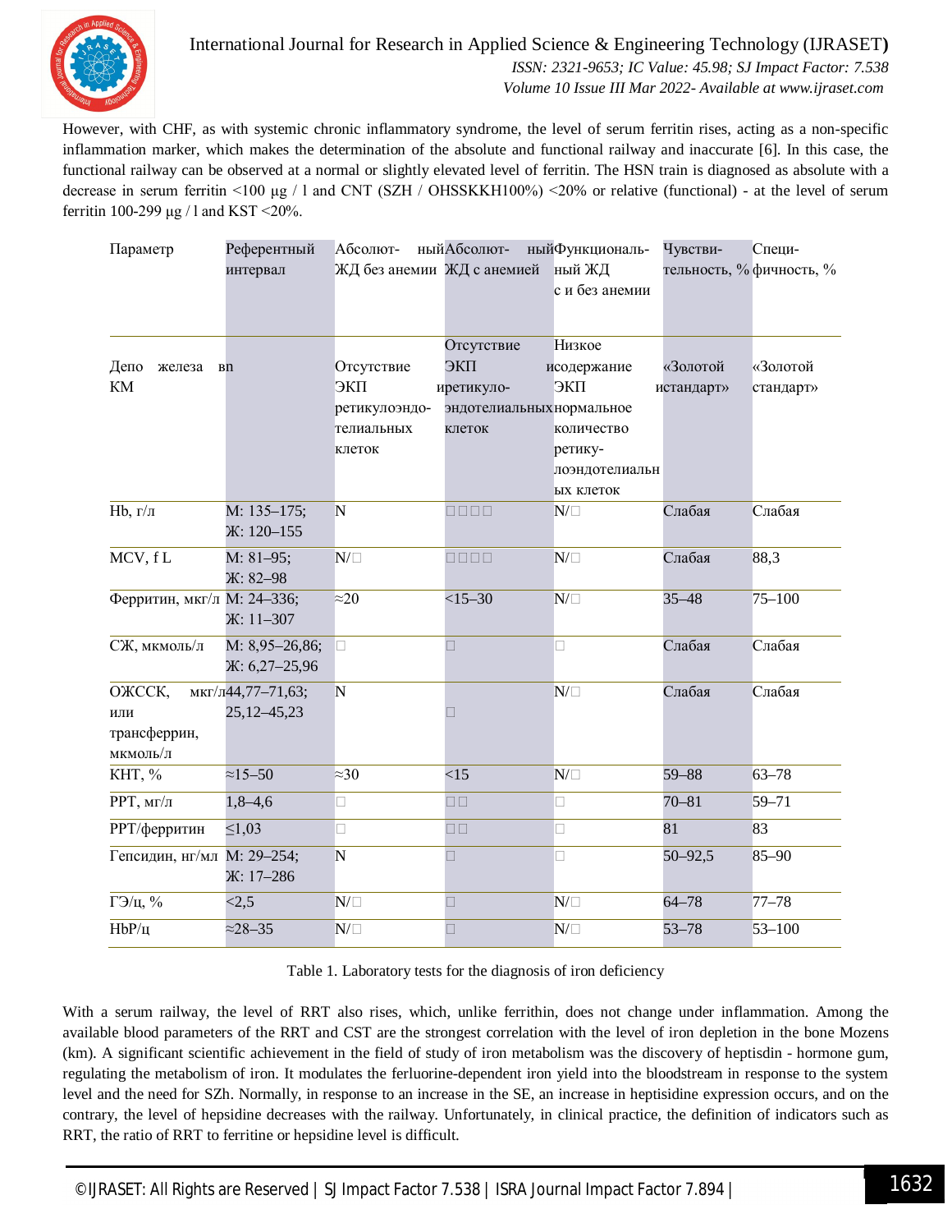However, with CHF, as with systemic chronic inflammatory syndrome, the level of serum ferritin rises, acting as a non-specific inflammation marker, which makes the determination of the absolute and functional railway and inaccurate [6]. In this case, the functional railway can be observed at a normal or slightly elevated level of ferritin. The HSN train is diagnosed as absolute with a decrease in serum ferritin <100 μg / l and CNT (SZH / OHSSKKH100%) <20% or relative (functional) - at the level of serum ferritin 100-299 μg / l and KST <20%.

| Параметр | Референтный интервал | Абсолютный ЖД без анемии | Абсолютный ЖД с анемией | Функциональный ЖД с и без анемии | Чувствительность, % | Специфичность, % |
|---|---|---|---|---|---|---|
| Депо железа вп КМ | | Отсутствие ЭКП ретикулоэндотелиальных клеток | Отсутствие ЭКП иретикуло-эндотелиальных клеток | Низкое исодержание ЭКП нормальное количество ретикулоэндотелиальных клеток | «Золотой истандарт» | «Золотой стандарт» |
| Hb, г/л | М: 135–175; Ж: 120–155 | N | □□□□ | N/□ | Слабая | Слабая |
| MCV, f L | М: 81–95; Ж: 82–98 | N/□ | □□□□ | N/□ | Слабая | 88,3 |
| Ферритин, мкг/л | М: 24–336; Ж: 11–307 | ≈20 | <15–30 | N/□ | 35–48 | 75–100 |
| СЖ, мкмоль/л | М: 8,95–26,86; Ж: 6,27–25,96 | □ | □ | □ | Слабая | Слабая |
| ОЖССК, мкг/л или трансферрин, мкмоль/л | 44,77–71,63; 25,12–45,23 | N | □ | N/□ | Слабая | Слабая |
| КНТ, % | ≈15–50 | ≈30 | <15 | N/□ | 59–88 | 63–78 |
| РРТ, мг/л | 1,8–4,6 | □ | □□ | □ | 70–81 | 59–71 |
| РРТ/ферритин | ≤1,03 | □ | □□ | □ | 81 | 83 |
| Гепсидин, нг/мл | М: 29–254; Ж: 17–286 | N | □ | □ | 50–92,5 | 85–90 |
| ГЭ/ц, % | <2,5 | N/□ | □ | N/□ | 64–78 | 77–78 |
| HbP/ц | ≈28–35 | N/□ | □ | N/□ | 53–78 | 53–100 |

Table 1. Laboratory tests for the diagnosis of iron deficiency

With a serum railway, the level of RRT also rises, which, unlike ferrithin, does not change under inflammation. Among the available blood parameters of the RRT and CST are the strongest correlation with the level of iron depletion in the bone Mozens (km). A significant scientific achievement in the field of study of iron metabolism was the discovery of heptisdin - hormone gum, regulating the metabolism of iron. It modulates the ferluorine-dependent iron yield into the bloodstream in response to the system level and the need for SZh. Normally, in response to an increase in the SE, an increase in heptisidine expression occurs, and on the contrary, the level of hepsidine decreases with the railway. Unfortunately, in clinical practice, the definition of indicators such as RRT, the ratio of RRT to ferritine or hepsidine level is difficult.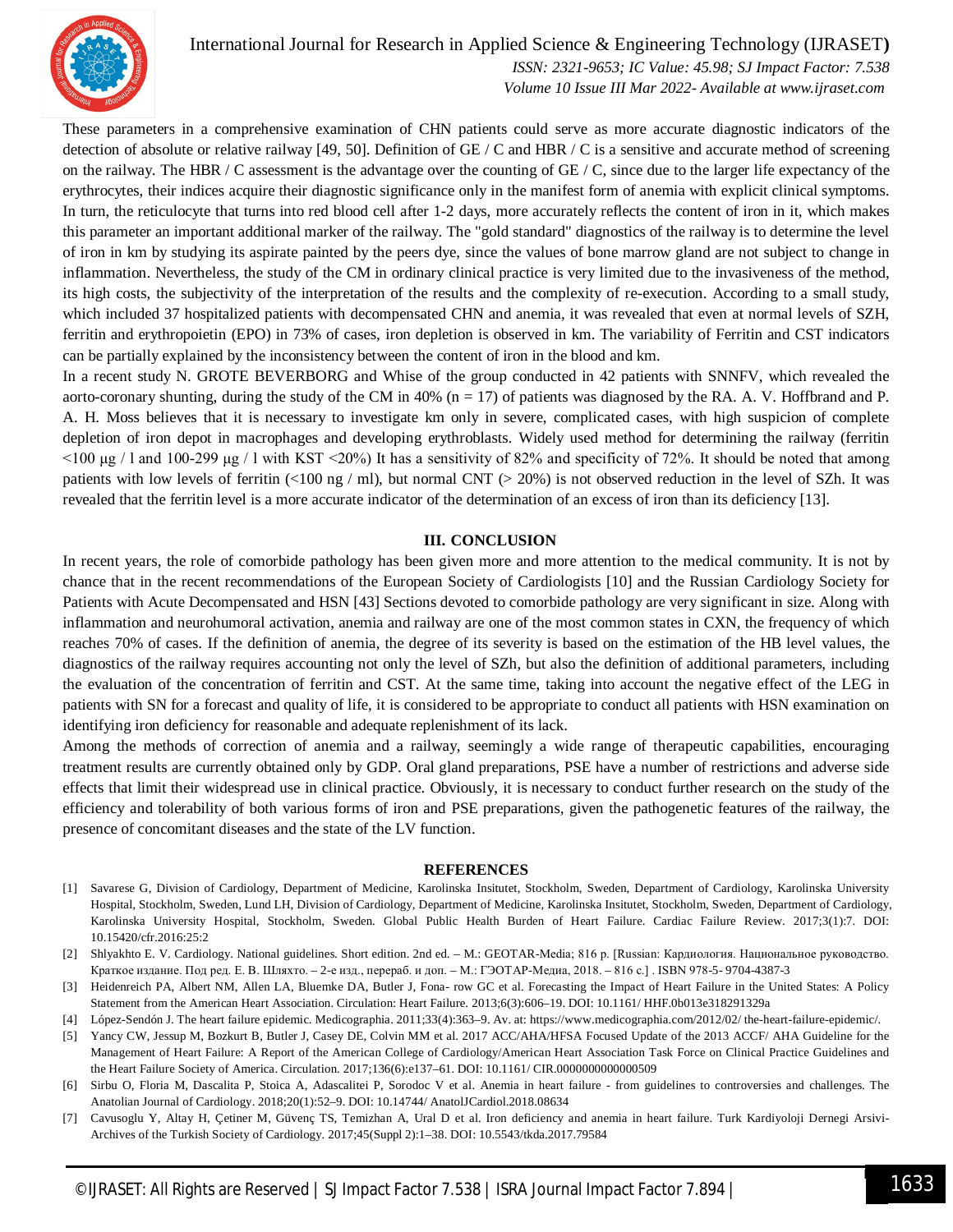These parameters in a comprehensive examination of CHN patients could serve as more accurate diagnostic indicators of the detection of absolute or relative railway [49, 50]. Definition of GE / C and HBR / C is a sensitive and accurate method of screening on the railway. The HBR / C assessment is the advantage over the counting of GE / C, since due to the larger life expectancy of the erythrocytes, their indices acquire their diagnostic significance only in the manifest form of anemia with explicit clinical symptoms. In turn, the reticulocyte that turns into red blood cell after 1-2 days, more accurately reflects the content of iron in it, which makes this parameter an important additional marker of the railway. The "gold standard" diagnostics of the railway is to determine the level of iron in km by studying its aspirate painted by the peers dye, since the values of bone marrow gland are not subject to change in inflammation. Nevertheless, the study of the CM in ordinary clinical practice is very limited due to the invasiveness of the method, its high costs, the subjectivity of the interpretation of the results and the complexity of re-execution. According to a small study, which included 37 hospitalized patients with decompensated CHN and anemia, it was revealed that even at normal levels of SZH, ferritin and erythropoietin (EPO) in 73% of cases, iron depletion is observed in km. The variability of Ferritin and CST indicators can be partially explained by the inconsistency between the content of iron in the blood and km.

In a recent study N. GROTE BEVERBORG and Whise of the group conducted in 42 patients with SNNFV, which revealed the aorto-coronary shunting, during the study of the CM in 40% (n = 17) of patients was diagnosed by the RA. A. V. Hoffbrand and P. A. H. Moss believes that it is necessary to investigate km only in severe, complicated cases, with high suspicion of complete depletion of iron depot in macrophages and developing erythroblasts. Widely used method for determining the railway (ferritin <100 μg / l and 100-299 μg / l with KST <20%) It has a sensitivity of 82% and specificity of 72%. It should be noted that among patients with low levels of ferritin (<100 ng / ml), but normal CNT (> 20%) is not observed reduction in the level of SZh. It was revealed that the ferritin level is a more accurate indicator of the determination of an excess of iron than its deficiency [13].

## III. CONCLUSION

In recent years, the role of comorbide pathology has been given more and more attention to the medical community. It is not by chance that in the recent recommendations of the European Society of Cardiologists [10] and the Russian Cardiology Society for Patients with Acute Decompensated and HSN [43] Sections devoted to comorbide pathology are very significant in size. Along with inflammation and neurohumoral activation, anemia and railway are one of the most common states in CXN, the frequency of which reaches 70% of cases. If the definition of anemia, the degree of its severity is based on the estimation of the HB level values, the diagnostics of the railway requires accounting not only the level of SZh, but also the definition of additional parameters, including the evaluation of the concentration of ferritin and CST. At the same time, taking into account the negative effect of the LEG in patients with SN for a forecast and quality of life, it is considered to be appropriate to conduct all patients with HSN examination on identifying iron deficiency for reasonable and adequate replenishment of its lack.

Among the methods of correction of anemia and a railway, seemingly a wide range of therapeutic capabilities, encouraging treatment results are currently obtained only by GDP. Oral gland preparations, PSE have a number of restrictions and adverse side effects that limit their widespread use in clinical practice. Obviously, it is necessary to conduct further research on the study of the efficiency and tolerability of both various forms of iron and PSE preparations, given the pathogenetic features of the railway, the presence of concomitant diseases and the state of the LV function.

## REFERENCES

[1] Savarese G, Division of Cardiology, Department of Medicine, Karolinska Insitutet, Stockholm, Sweden, Department of Cardiology, Karolinska University Hospital, Stockholm, Sweden, Lund LH, Division of Cardiology, Department of Medicine, Karolinska Insitutet, Stockholm, Sweden, Department of Cardiology, Karolinska University Hospital, Stockholm, Sweden. Global Public Health Burden of Heart Failure. Cardiac Failure Review. 2017;3(1):7. DOI: 10.15420/cfr.2016:25:2

[2] Shlyakhto E. V. Cardiology. National guidelines. Short edition. 2nd ed. – M.: GEOTAR-Media; 816 p. [Russian: Кардиология. Национальное руководство. Краткое издание. Под ред. Е. В. Шляхто. – 2-е изд., перераб. и доп. – М.: ГЭОТАР-Медиа, 2018. – 816 с.] . ISBN 978-5- 9704-4387-3

[3] Heidenreich PA, Albert NM, Allen LA, Bluemke DA, Butler J, Fona- row GC et al. Forecasting the Impact of Heart Failure in the United States: A Policy Statement from the American Heart Association. Circulation: Heart Failure. 2013;6(3):606–19. DOI: 10.1161/ HHF.0b013e318291329a

[4] López-Sendón J. The heart failure epidemic. Medicographia. 2011;33(4):363–9. Av. at: https://www.medicographia.com/2012/02/ the-heart-failure-epidemic/.

[5] Yancy CW, Jessup M, Bozkurt B, Butler J, Casey DE, Colvin MM et al. 2017 ACC/AHA/HFSA Focused Update of the 2013 ACCF/ AHA Guideline for the Management of Heart Failure: A Report of the American College of Cardiology/American Heart Association Task Force on Clinical Practice Guidelines and the Heart Failure Society of America. Circulation. 2017;136(6):e137–61. DOI: 10.1161/ CIR.0000000000000509

[6] Sirbu O, Floria M, Dascalita P, Stoica A, Adascalitei P, Sorodoc V et al. Anemia in heart failure - from guidelines to controversies and challenges. The Anatolian Journal of Cardiology. 2018;20(1):52–9. DOI: 10.14744/ AnatolJCardiol.2018.08634

[7] Cavusoglu Y, Altay H, Çetiner M, Güvenç TS, Temizhan A, Ural D et al. Iron deficiency and anemia in heart failure. Turk Kardiyoloji Dernegi Arsivi-Archives of the Turkish Society of Cardiology. 2017;45(Suppl 2):1–38. DOI: 10.5543/tkda.2017.79584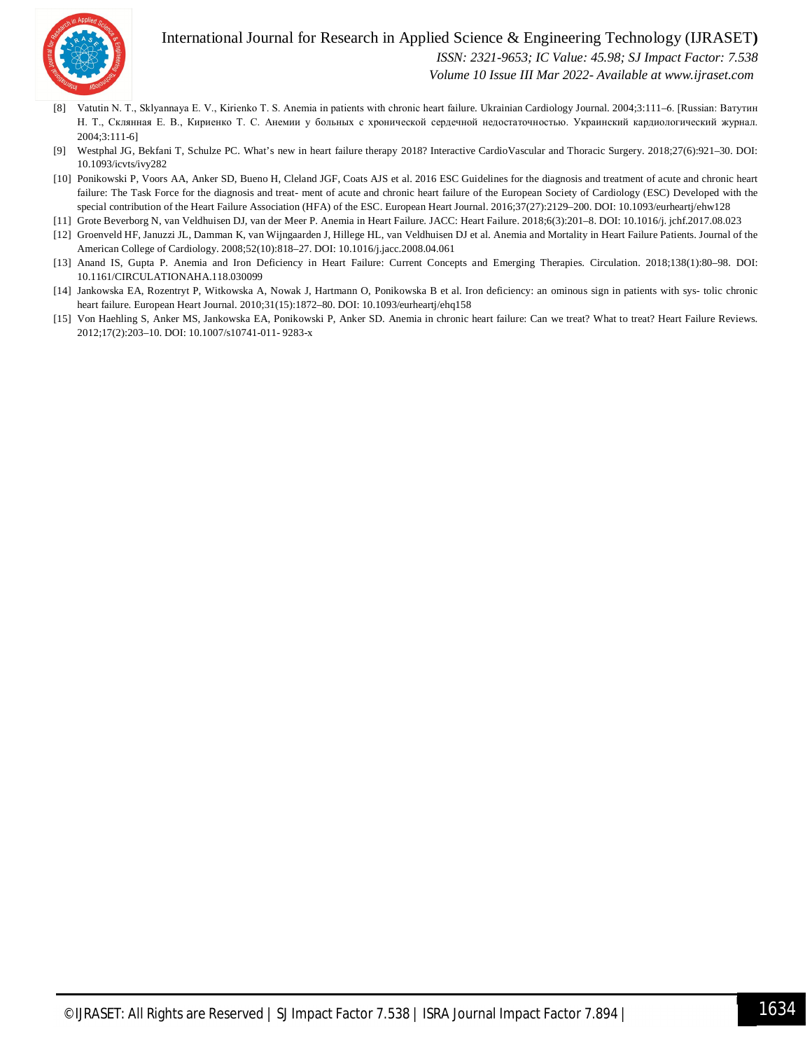[8] Vatutin N. T., Sklyannaya E. V., Kirienko T. S. Anemia in patients with chronic heart failure. Ukrainian Cardiology Journal. 2004;3:111–6. [Russian: Ватутин Н. Т., Склянная Е. В., Кириенко Т. С. Анемии у больных с хронической сердечной недостаточностью. Украинский кардиологический журнал. 2004;3:111-6]

[9] Westphal JG, Bekfani T, Schulze PC. What's new in heart failure therapy 2018? Interactive CardioVascular and Thoracic Surgery. 2018;27(6):921–30. DOI: 10.1093/icvts/ivy282

[10] Ponikowski P, Voors AA, Anker SD, Bueno H, Cleland JGF, Coats AJS et al. 2016 ESC Guidelines for the diagnosis and treatment of acute and chronic heart failure: The Task Force for the diagnosis and treat- ment of acute and chronic heart failure of the European Society of Cardiology (ESC) Developed with the special contribution of the Heart Failure Association (HFA) of the ESC. European Heart Journal. 2016;37(27):2129–200. DOI: 10.1093/eurheartj/ehw128

[11] Grote Beverborg N, van Veldhuisen DJ, van der Meer P. Anemia in Heart Failure. JACC: Heart Failure. 2018;6(3):201–8. DOI: 10.1016/j. jchf.2017.08.023

[12] Groenveld HF, Januzzi JL, Damman K, van Wijngaarden J, Hillege HL, van Veldhuisen DJ et al. Anemia and Mortality in Heart Failure Patients. Journal of the American College of Cardiology. 2008;52(10):818–27. DOI: 10.1016/j.jacc.2008.04.061

[13] Anand IS, Gupta P. Anemia and Iron Deficiency in Heart Failure: Current Concepts and Emerging Therapies. Circulation. 2018;138(1):80–98. DOI: 10.1161/CIRCULATIONAHA.118.030099

[14] Jankowska EA, Rozentryt P, Witkowska A, Nowak J, Hartmann O, Ponikowska B et al. Iron deficiency: an ominous sign in patients with sys- tolic chronic heart failure. European Heart Journal. 2010;31(15):1872–80. DOI: 10.1093/eurheartj/ehq158

[15] Von Haehling S, Anker MS, Jankowska EA, Ponikowski P, Anker SD. Anemia in chronic heart failure: Can we treat? What to treat? Heart Failure Reviews. 2012;17(2):203–10. DOI: 10.1007/s10741-011- 9283-x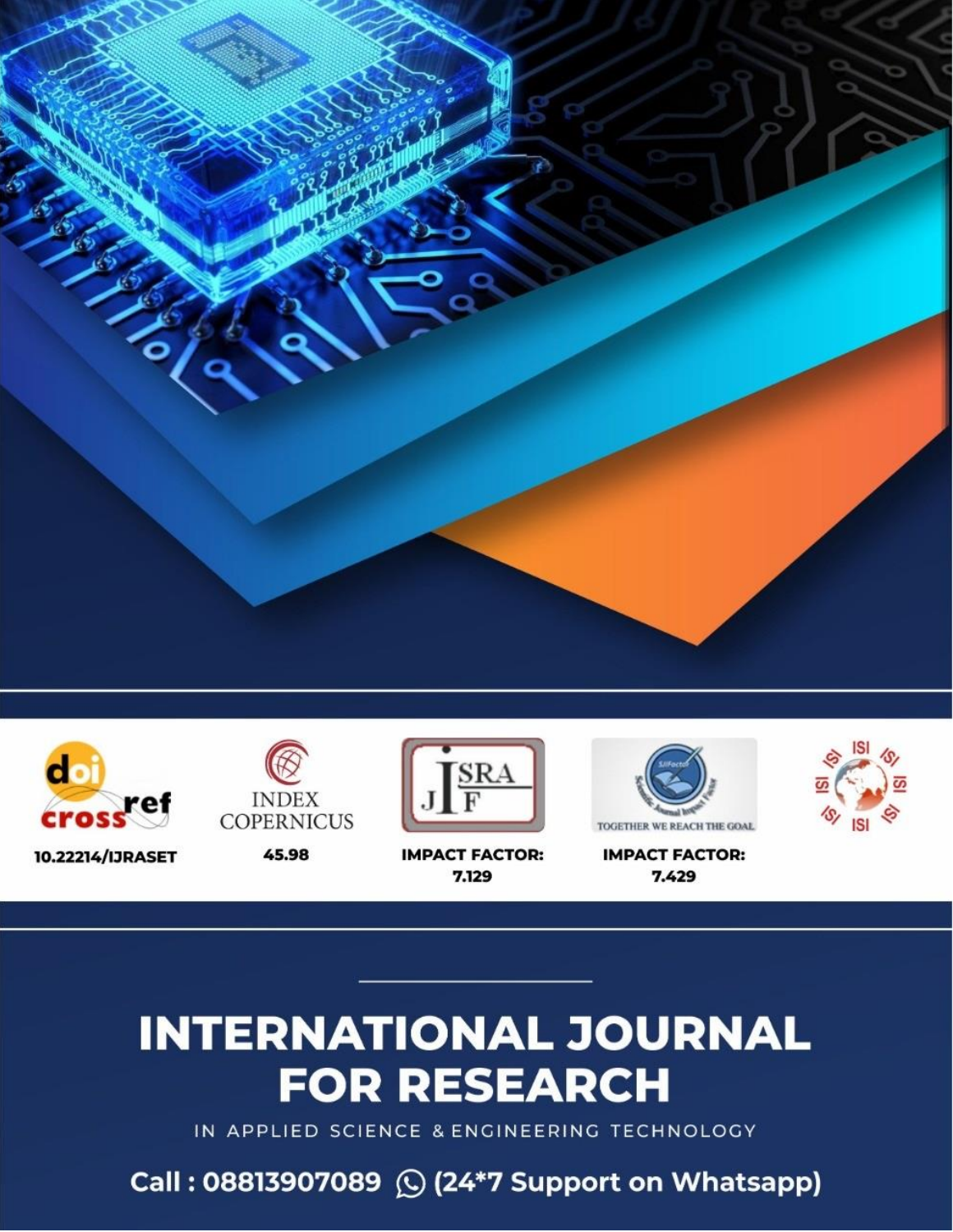10.22214/IJRASET

INDEX COPERNICUS

45.98

IMPACT FACTOR: 7.129

IMPACT FACTOR: 7.429

# INTERNATIONAL JOURNAL FOR RESEARCH

IN APPLIED SCIENCE & ENGINEERING TECHNOLOGY

Call : 08813907089 (24*7 Support on Whatsapp)